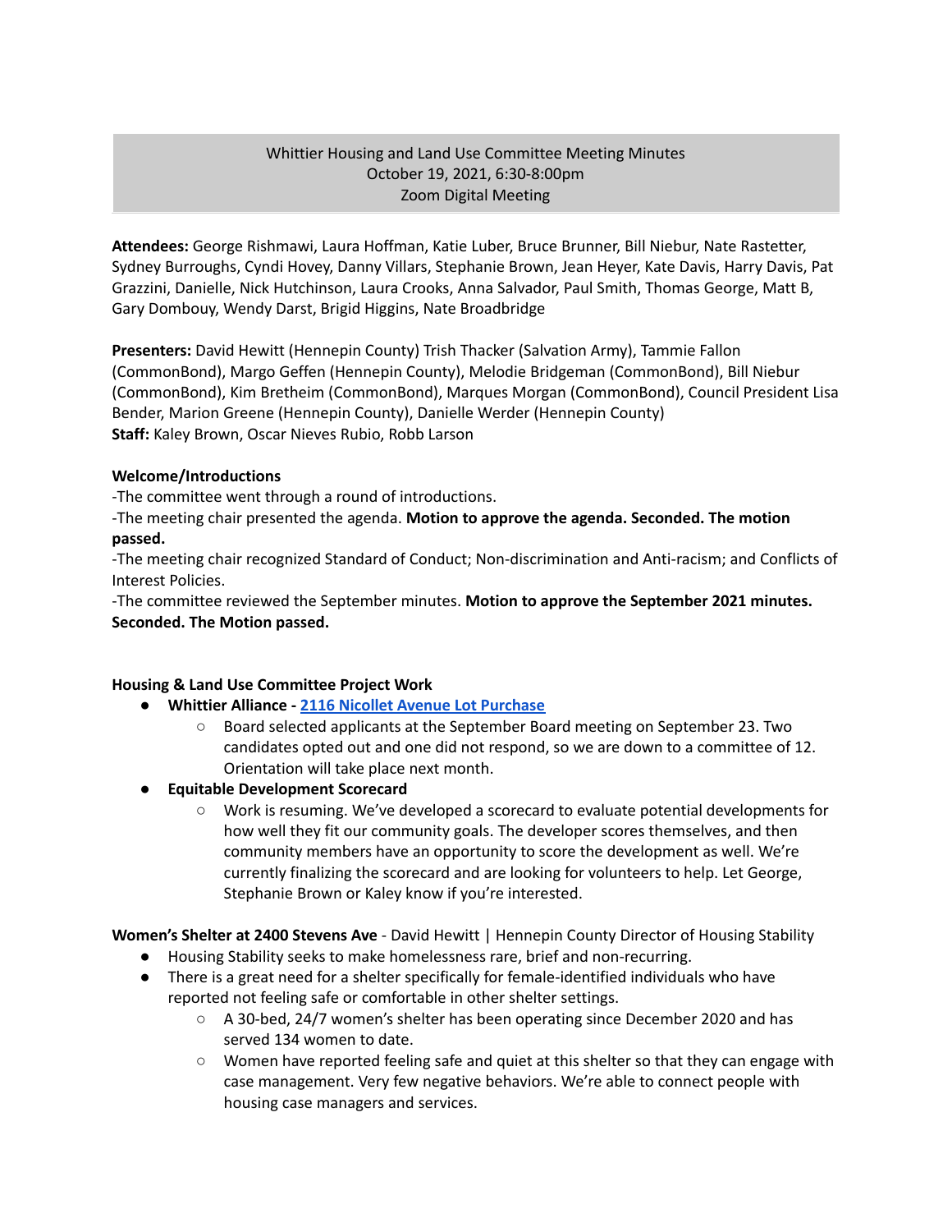# Whittier Housing and Land Use Committee Meeting Minutes
October 19, 2021, 6:30-8:00pm
Zoom Digital Meeting

**Attendees:** George Rishmawi, Laura Hoffman, Katie Luber, Bruce Brunner, Bill Niebur, Nate Rastetter, Sydney Burroughs, Cyndi Hovey, Danny Villars, Stephanie Brown, Jean Heyer, Kate Davis, Harry Davis, Pat Grazzini, Danielle, Nick Hutchinson, Laura Crooks, Anna Salvador, Paul Smith, Thomas George, Matt B, Gary Dombouy, Wendy Darst, Brigid Higgins, Nate Broadbridge

**Presenters:** David Hewitt (Hennepin County) Trish Thacker (Salvation Army), Tammie Fallon (CommonBond), Margo Geffen (Hennepin County), Melodie Bridgeman (CommonBond), Bill Niebur (CommonBond), Kim Bretheim (CommonBond), Marques Morgan (CommonBond), Council President Lisa Bender, Marion Greene (Hennepin County), Danielle Werder (Hennepin County)
**Staff:** Kaley Brown, Oscar Nieves Rubio, Robb Larson

**Welcome/Introductions**

-The committee went through a round of introductions.
-The meeting chair presented the agenda. **Motion to approve the agenda. Seconded. The motion passed.**
-The meeting chair recognized Standard of Conduct; Non-discrimination and Anti-racism; and Conflicts of Interest Policies.
-The committee reviewed the September minutes. **Motion to approve the September 2021 minutes. Seconded. The Motion passed.**

**Housing & Land Use Committee Project Work**

- **Whittier Alliance - 2116 Nicollet Avenue Lot Purchase**
  - Board selected applicants at the September Board meeting on September 23. Two candidates opted out and one did not respond, so we are down to a committee of 12. Orientation will take place next month.
- **Equitable Development Scorecard**
  - Work is resuming. We've developed a scorecard to evaluate potential developments for how well they fit our community goals. The developer scores themselves, and then community members have an opportunity to score the development as well. We're currently finalizing the scorecard and are looking for volunteers to help. Let George, Stephanie Brown or Kaley know if you're interested.

**Women's Shelter at 2400 Stevens Ave** - David Hewitt | Hennepin County Director of Housing Stability

- Housing Stability seeks to make homelessness rare, brief and non-recurring.
- There is a great need for a shelter specifically for female-identified individuals who have reported not feeling safe or comfortable in other shelter settings.
  - A 30-bed, 24/7 women's shelter has been operating since December 2020 and has served 134 women to date.
  - Women have reported feeling safe and quiet at this shelter so that they can engage with case management. Very few negative behaviors. We're able to connect people with housing case managers and services.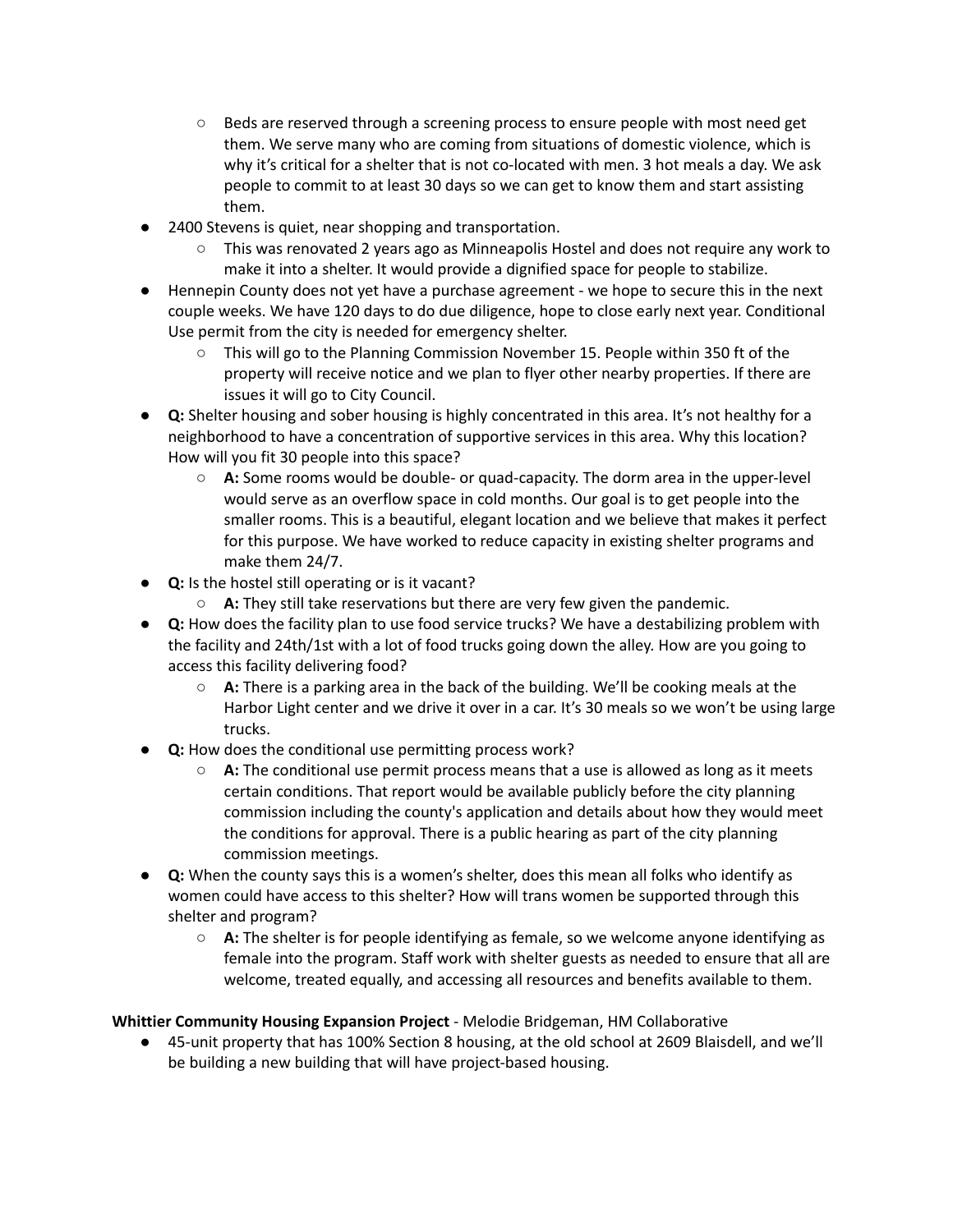- Beds are reserved through a screening process to ensure people with most need get them. We serve many who are coming from situations of domestic violence, which is why it's critical for a shelter that is not co-located with men. 3 hot meals a day. We ask people to commit to at least 30 days so we can get to know them and start assisting them.
- 2400 Stevens is quiet, near shopping and transportation.
  - This was renovated 2 years ago as Minneapolis Hostel and does not require any work to make it into a shelter. It would provide a dignified space for people to stabilize.
- Hennepin County does not yet have a purchase agreement - we hope to secure this in the next couple weeks. We have 120 days to do due diligence, hope to close early next year. Conditional Use permit from the city is needed for emergency shelter.
  - This will go to the Planning Commission November 15. People within 350 ft of the property will receive notice and we plan to flyer other nearby properties. If there are issues it will go to City Council.
- **Q:** Shelter housing and sober housing is highly concentrated in this area. It's not healthy for a neighborhood to have a concentration of supportive services in this area. Why this location? How will you fit 30 people into this space?
  - **A:** Some rooms would be double- or quad-capacity. The dorm area in the upper-level would serve as an overflow space in cold months. Our goal is to get people into the smaller rooms. This is a beautiful, elegant location and we believe that makes it perfect for this purpose. We have worked to reduce capacity in existing shelter programs and make them 24/7.
- **Q:** Is the hostel still operating or is it vacant?
  - **A:** They still take reservations but there are very few given the pandemic.
- **Q:** How does the facility plan to use food service trucks? We have a destabilizing problem with the facility and 24th/1st with a lot of food trucks going down the alley. How are you going to access this facility delivering food?
  - **A:** There is a parking area in the back of the building. We'll be cooking meals at the Harbor Light center and we drive it over in a car. It's 30 meals so we won't be using large trucks.
- **Q:** How does the conditional use permitting process work?
  - **A:** The conditional use permit process means that a use is allowed as long as it meets certain conditions. That report would be available publicly before the city planning commission including the county's application and details about how they would meet the conditions for approval. There is a public hearing as part of the city planning commission meetings.
- **Q:** When the county says this is a women's shelter, does this mean all folks who identify as women could have access to this shelter? How will trans women be supported through this shelter and program?
  - **A:** The shelter is for people identifying as female, so we welcome anyone identifying as female into the program. Staff work with shelter guests as needed to ensure that all are welcome, treated equally, and accessing all resources and benefits available to them.

**Whittier Community Housing Expansion Project** - Melodie Bridgeman, HM Collaborative

- 45-unit property that has 100% Section 8 housing, at the old school at 2609 Blaisdell, and we'll be building a new building that will have project-based housing.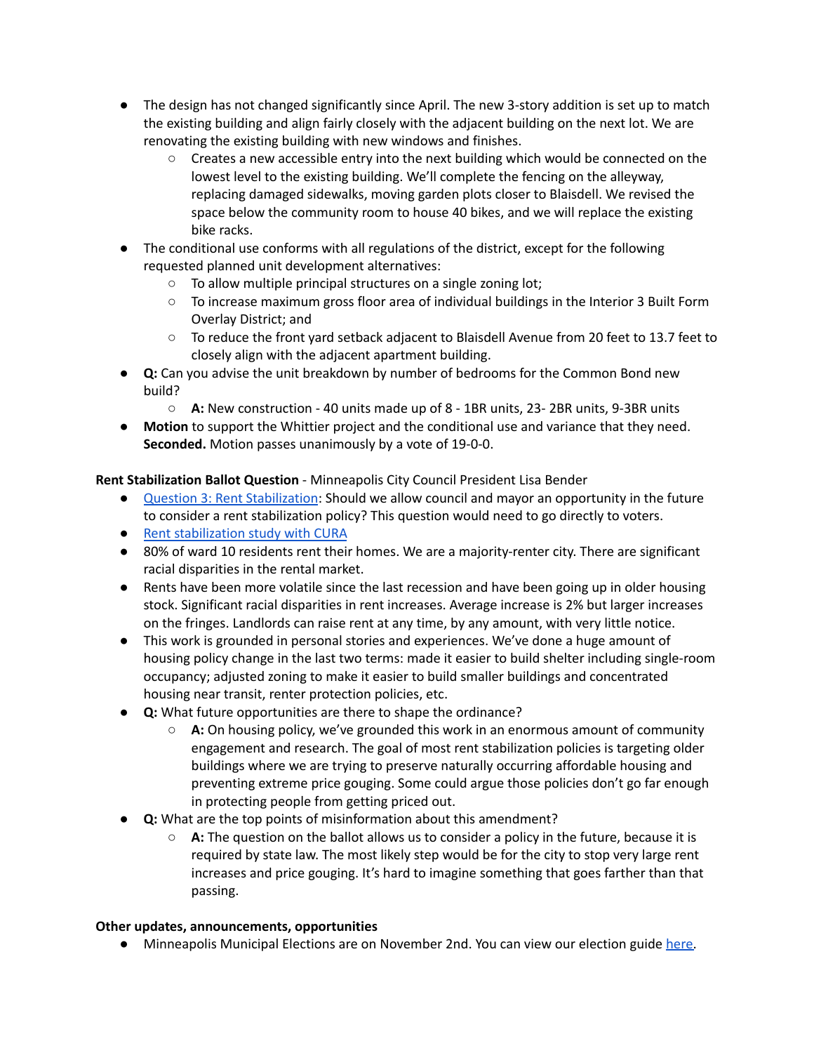- The design has not changed significantly since April. The new 3-story addition is set up to match the existing building and align fairly closely with the adjacent building on the next lot. We are renovating the existing building with new windows and finishes.
    - Creates a new accessible entry into the next building which would be connected on the lowest level to the existing building. We'll complete the fencing on the alleyway, replacing damaged sidewalks, moving garden plots closer to Blaisdell. We revised the space below the community room to house 40 bikes, and we will replace the existing bike racks.
- The conditional use conforms with all regulations of the district, except for the following requested planned unit development alternatives:
    - To allow multiple principal structures on a single zoning lot;
    - To increase maximum gross floor area of individual buildings in the Interior 3 Built Form Overlay District; and
    - To reduce the front yard setback adjacent to Blaisdell Avenue from 20 feet to 13.7 feet to closely align with the adjacent apartment building.
- **Q:** Can you advise the unit breakdown by number of bedrooms for the Common Bond new build?
    - **A:** New construction - 40 units made up of 8 - 1BR units, 23- 2BR units, 9-3BR units
- **Motion** to support the Whittier project and the conditional use and variance that they need. **Seconded.** Motion passes unanimously by a vote of 19-0-0.

**Rent Stabilization Ballot Question** - Minneapolis City Council President Lisa Bender

- Question 3: Rent Stabilization: Should we allow council and mayor an opportunity in the future to consider a rent stabilization policy? This question would need to go directly to voters.
- Rent stabilization study with CURA
- 80% of ward 10 residents rent their homes. We are a majority-renter city. There are significant racial disparities in the rental market.
- Rents have been more volatile since the last recession and have been going up in older housing stock. Significant racial disparities in rent increases. Average increase is 2% but larger increases on the fringes. Landlords can raise rent at any time, by any amount, with very little notice.
- This work is grounded in personal stories and experiences. We've done a huge amount of housing policy change in the last two terms: made it easier to build shelter including single-room occupancy; adjusted zoning to make it easier to build smaller buildings and concentrated housing near transit, renter protection policies, etc.
- **Q:** What future opportunities are there to shape the ordinance?
    - **A:** On housing policy, we've grounded this work in an enormous amount of community engagement and research. The goal of most rent stabilization policies is targeting older buildings where we are trying to preserve naturally occurring affordable housing and preventing extreme price gouging. Some could argue those policies don't go far enough in protecting people from getting priced out.
- **Q:** What are the top points of misinformation about this amendment?
    - **A:** The question on the ballot allows us to consider a policy in the future, because it is required by state law. The most likely step would be for the city to stop very large rent increases and price gouging. It's hard to imagine something that goes farther than that passing.

**Other updates, announcements, opportunities**

- Minneapolis Municipal Elections are on November 2nd. You can view our election guide here.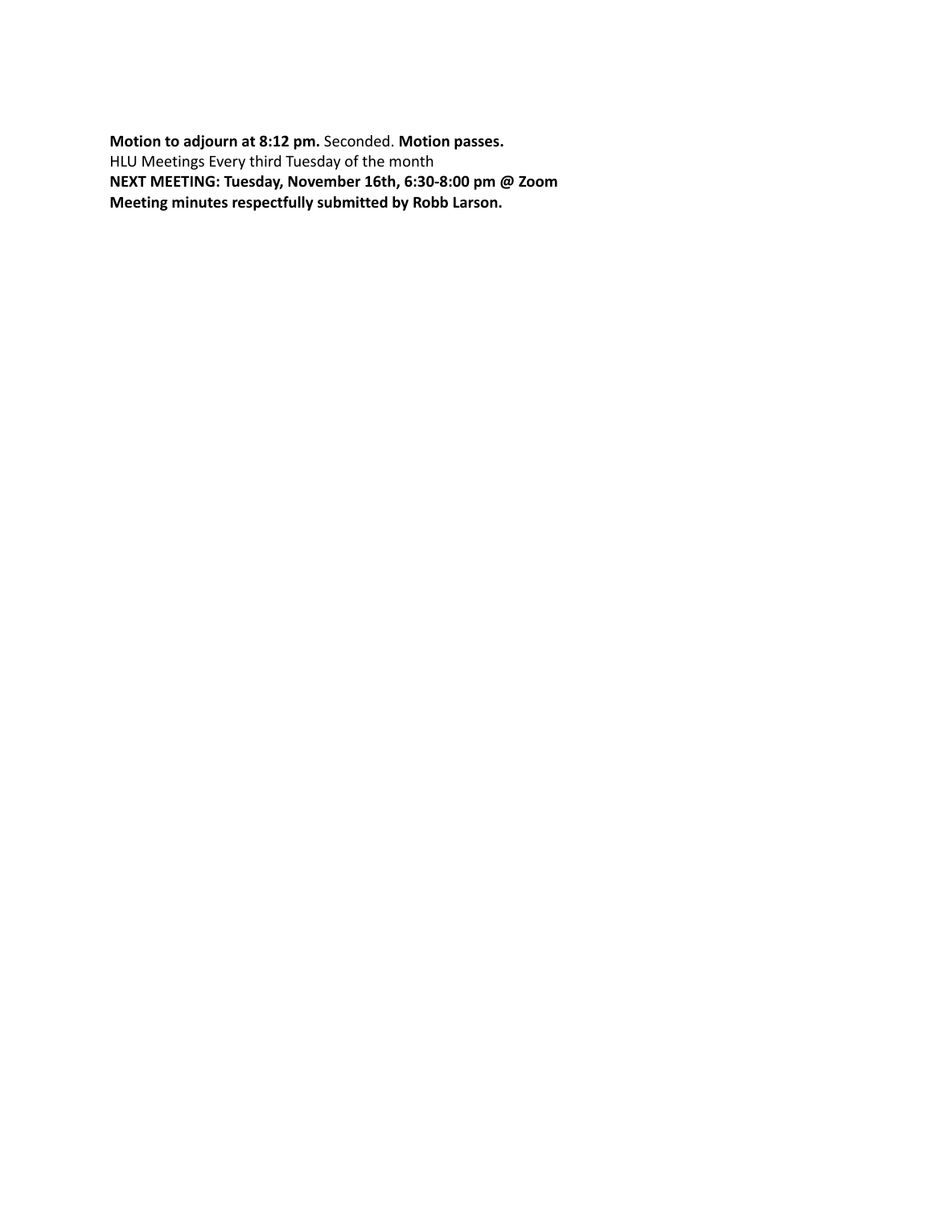**Motion to adjourn at 8:12 pm.** Seconded. **Motion passes.**
HLU Meetings Every third Tuesday of the month
**NEXT MEETING: Tuesday, November 16th, 6:30-8:00 pm @ Zoom**
**Meeting minutes respectfully submitted by Robb Larson.**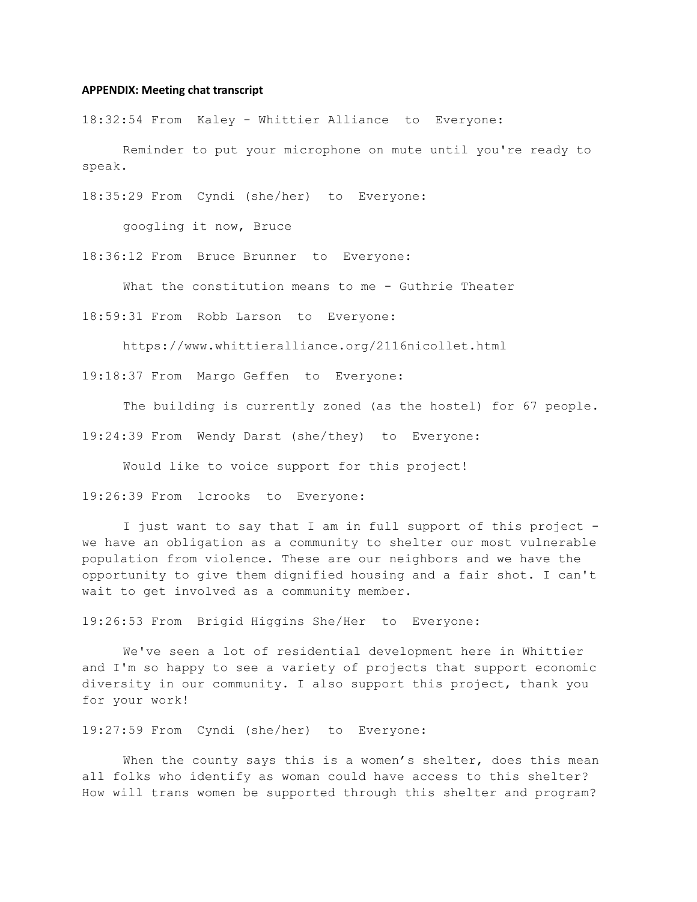**APPENDIX: Meeting chat transcript**

18:32:54 From Kaley - Whittier Alliance to Everyone:

Reminder to put your microphone on mute until you're ready to speak.

18:35:29 From Cyndi (she/her) to Everyone:

googling it now, Bruce

18:36:12 From Bruce Brunner to Everyone:

What the constitution means to me - Guthrie Theater

18:59:31 From Robb Larson to Everyone:

https://www.whittieralliance.org/2116nicollet.html

19:18:37 From Margo Geffen to Everyone:

The building is currently zoned (as the hostel) for 67 people.

19:24:39 From Wendy Darst (she/they) to Everyone:

Would like to voice support for this project!

19:26:39 From lcrooks to Everyone:

I just want to say that I am in full support of this project - we have an obligation as a community to shelter our most vulnerable population from violence. These are our neighbors and we have the opportunity to give them dignified housing and a fair shot. I can't wait to get involved as a community member.

19:26:53 From Brigid Higgins She/Her to Everyone:

We've seen a lot of residential development here in Whittier and I'm so happy to see a variety of projects that support economic diversity in our community. I also support this project, thank you for your work!

19:27:59 From Cyndi (she/her) to Everyone:

When the county says this is a women's shelter, does this mean all folks who identify as woman could have access to this shelter? How will trans women be supported through this shelter and program?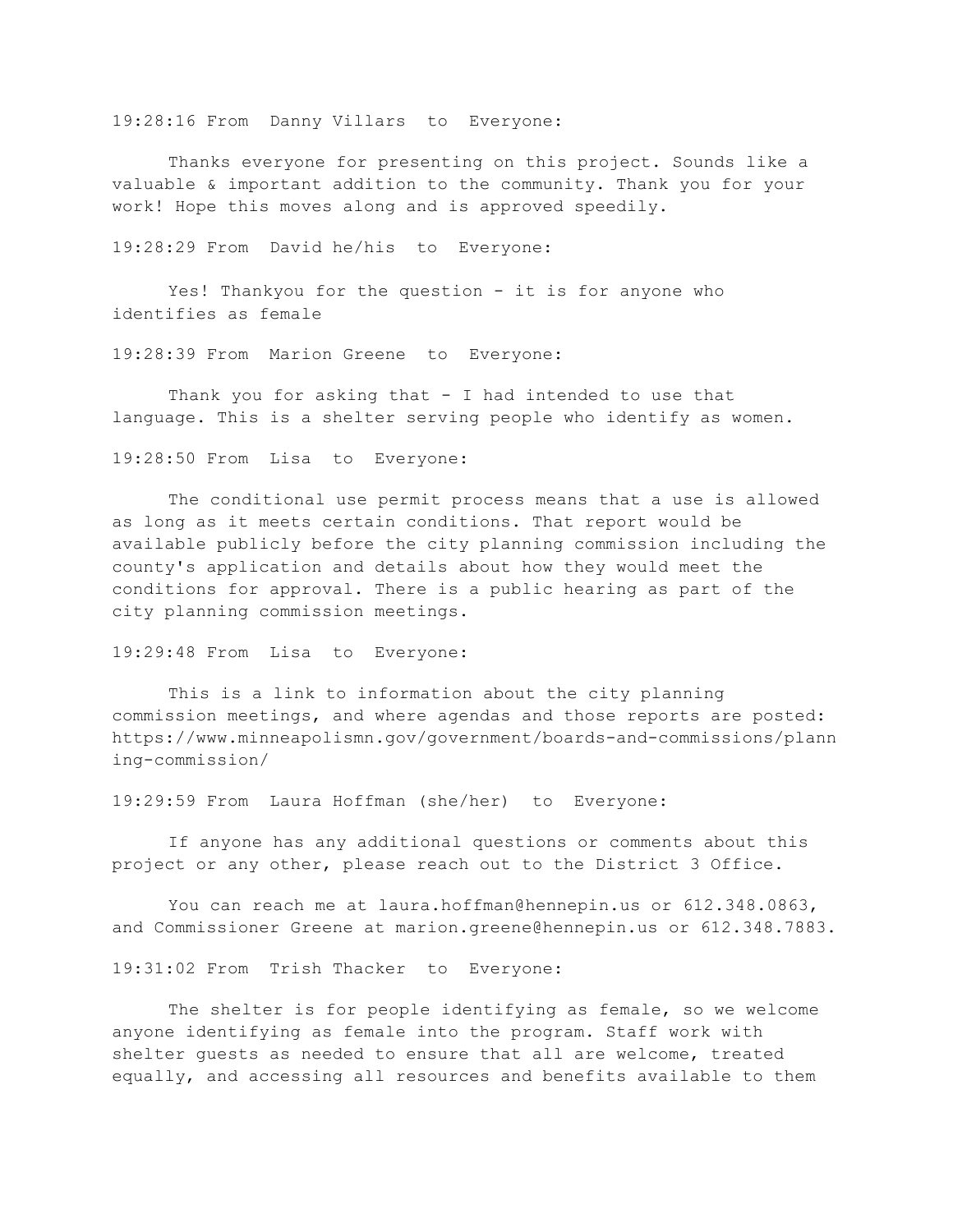19:28:16 From  Danny Villars  to  Everyone:

Thanks everyone for presenting on this project. Sounds like a valuable & important addition to the community. Thank you for your work! Hope this moves along and is approved speedily.

19:28:29 From  David he/his  to  Everyone:

Yes! Thankyou for the question - it is for anyone who identifies as female

19:28:39 From  Marion Greene  to  Everyone:

Thank you for asking that - I had intended to use that language. This is a shelter serving people who identify as women.

19:28:50 From  Lisa  to  Everyone:

The conditional use permit process means that a use is allowed as long as it meets certain conditions. That report would be available publicly before the city planning commission including the county's application and details about how they would meet the conditions for approval. There is a public hearing as part of the city planning commission meetings.

19:29:48 From  Lisa  to  Everyone:

This is a link to information about the city planning commission meetings, and where agendas and those reports are posted: https://www.minneapolismn.gov/government/boards-and-commissions/planning-commission/

19:29:59 From  Laura Hoffman (she/her)  to  Everyone:

If anyone has any additional questions or comments about this project or any other, please reach out to the District 3 Office.

You can reach me at laura.hoffman@hennepin.us or 612.348.0863, and Commissioner Greene at marion.greene@hennepin.us or 612.348.7883.

19:31:02 From  Trish Thacker  to  Everyone:

The shelter is for people identifying as female, so we welcome anyone identifying as female into the program. Staff work with shelter guests as needed to ensure that all are welcome, treated equally, and accessing all resources and benefits available to them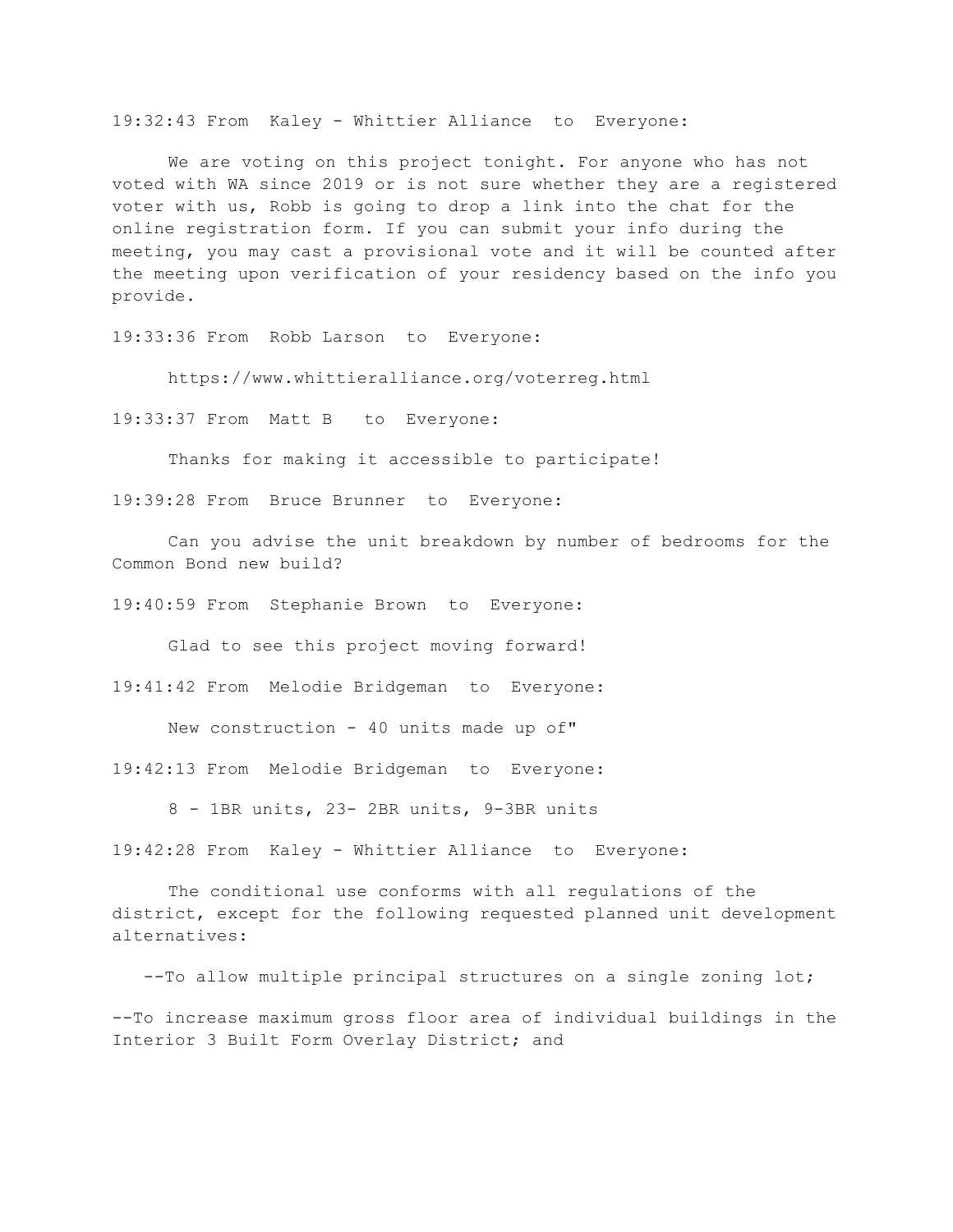19:32:43 From Kaley - Whittier Alliance to Everyone:

We are voting on this project tonight. For anyone who has not voted with WA since 2019 or is not sure whether they are a registered voter with us, Robb is going to drop a link into the chat for the online registration form. If you can submit your info during the meeting, you may cast a provisional vote and it will be counted after the meeting upon verification of your residency based on the info you provide.

19:33:36 From Robb Larson to Everyone:

https://www.whittieralliance.org/voterreg.html

19:33:37 From Matt B to Everyone:

Thanks for making it accessible to participate!

19:39:28 From Bruce Brunner to Everyone:

Can you advise the unit breakdown by number of bedrooms for the Common Bond new build?

19:40:59 From Stephanie Brown to Everyone:

Glad to see this project moving forward!

19:41:42 From Melodie Bridgeman to Everyone:

New construction - 40 units made up of"

19:42:13 From Melodie Bridgeman to Everyone:

8 - 1BR units, 23- 2BR units, 9-3BR units

19:42:28 From Kaley - Whittier Alliance to Everyone:

The conditional use conforms with all regulations of the district, except for the following requested planned unit development alternatives:

--To allow multiple principal structures on a single zoning lot;

--To increase maximum gross floor area of individual buildings in the Interior 3 Built Form Overlay District; and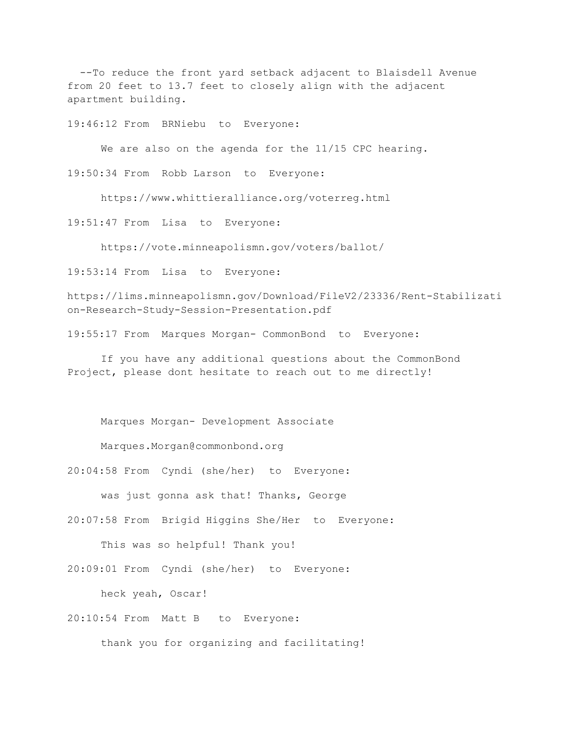--To reduce the front yard setback adjacent to Blaisdell Avenue from 20 feet to 13.7 feet to closely align with the adjacent apartment building.

19:46:12 From BRNiebu to Everyone:

We are also on the agenda for the 11/15 CPC hearing.

19:50:34 From Robb Larson to Everyone:

https://www.whittieralliance.org/voterreg.html

19:51:47 From Lisa to Everyone:

https://vote.minneapolismn.gov/voters/ballot/

19:53:14 From Lisa to Everyone:

https://lims.minneapolismn.gov/Download/FileV2/23336/Rent-Stabilization-Research-Study-Session-Presentation.pdf

19:55:17 From Marques Morgan- CommonBond to Everyone:

If you have any additional questions about the CommonBond Project, please dont hesitate to reach out to me directly!

Marques Morgan- Development Associate

Marques.Morgan@commonbond.org

20:04:58 From Cyndi (she/her) to Everyone:

was just gonna ask that! Thanks, George

20:07:58 From Brigid Higgins She/Her to Everyone:

This was so helpful! Thank you!

20:09:01 From Cyndi (she/her) to Everyone:

heck yeah, Oscar!

20:10:54 From Matt B to Everyone:

thank you for organizing and facilitating!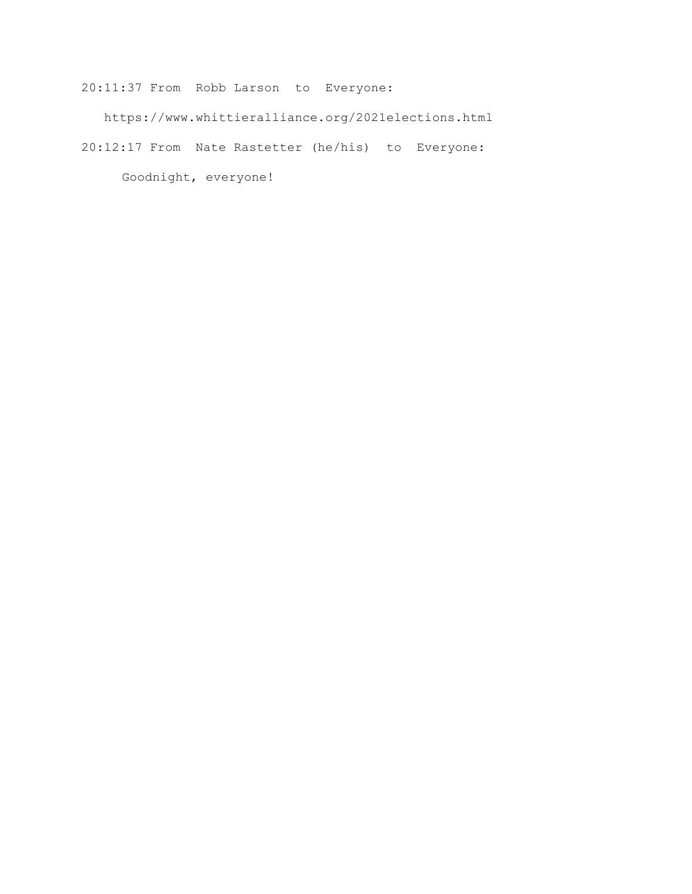20:11:37 From  Robb Larson  to  Everyone:

https://www.whittieralliance.org/2021elections.html

20:12:17 From  Nate Rastetter (he/his)  to  Everyone:

Goodnight, everyone!